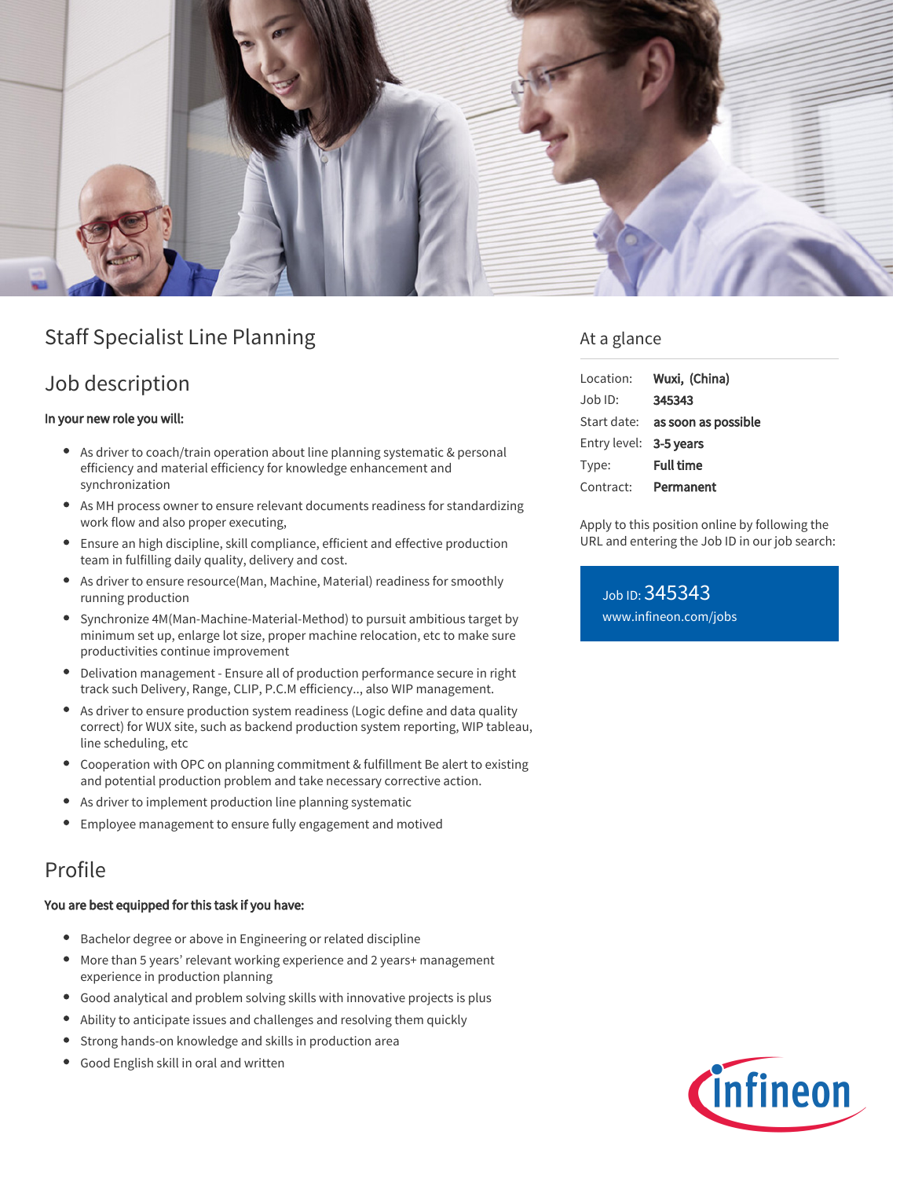# Staff Specialist Line Planning

## Job description

**In your new role you will:**

- As driver to coach/train operation about line planning systematic & personal efficiency and material efficiency for knowledge enhancement and synchronization
- As MH process owner to ensure relevant documents readiness for standardizing work flow and also proper executing,
- Ensure an high discipline, skill compliance, efficient and effective production team in fulfilling daily quality, delivery and cost.
- As driver to ensure resource(Man, Machine, Material) readiness for smoothly running production
- Synchronize 4M(Man-Machine-Material-Method) to pursuit ambitious target by minimum set up, enlarge lot size, proper machine relocation, etc to make sure productivities continue improvement
- Delivation management - Ensure all of production performance secure in right track such Delivery, Range, CLIP, P.C.M efficiency.., also WIP management.
- As driver to ensure production system readiness (Logic define and data quality correct) for WUX site, such as backend production system reporting, WIP tableau, line scheduling, etc
- Cooperation with OPC on planning commitment & fulfillment Be alert to existing and potential production problem and take necessary corrective action.
- As driver to implement production line planning systematic
- Employee management to ensure fully engagement and motived

## Profile

**You are best equipped for this task if you have:**

- Bachelor degree or above in Engineering or related discipline
- More than 5 years' relevant working experience and 2 years+ management experience in production planning
- Good analytical and problem solving skills with innovative projects is plus
- Ability to anticipate issues and challenges and resolving them quickly
- Strong hands-on knowledge and skills in production area
- Good English skill in oral and written

## At a glance

| | |
|---|---|
| Location: | **Wuxi, (China)** |
| Job ID: | **345343** |
| Start date: | **as soon as possible** |
| Entry level: | **3-5 years** |
| Type: | **Full time** |
| Contract: | **Permanent** |

Apply to this position online by following the URL and entering the Job ID in our job search:

Job ID: 345343
www.infineon.com/jobs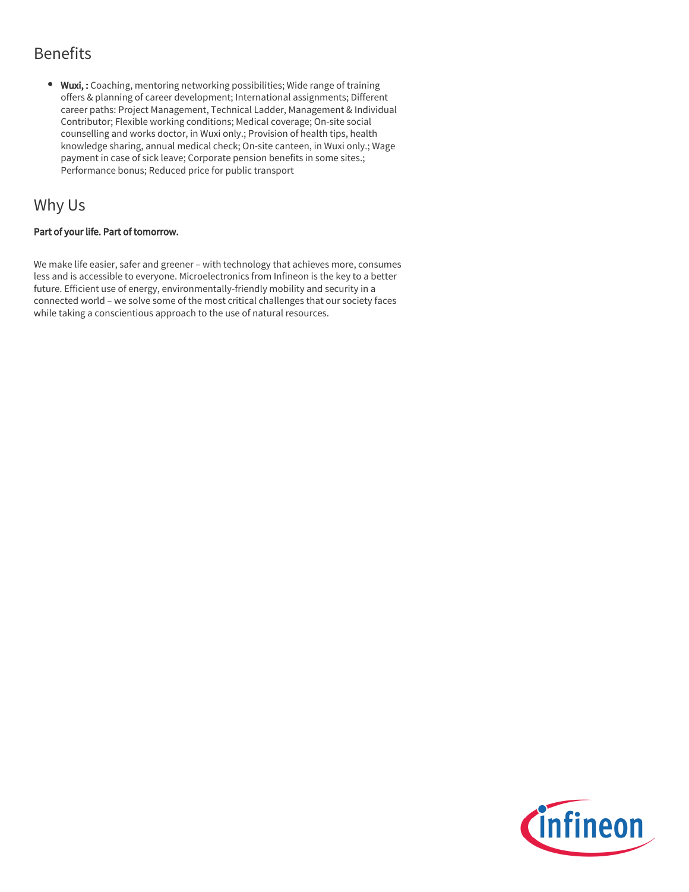## Benefits

- **Wuxi, :** Coaching, mentoring networking possibilities; Wide range of training offers & planning of career development; International assignments; Different career paths: Project Management, Technical Ladder, Management & Individual Contributor; Flexible working conditions; Medical coverage; On-site social counselling and works doctor, in Wuxi only.; Provision of health tips, health knowledge sharing, annual medical check; On-site canteen, in Wuxi only.; Wage payment in case of sick leave; Corporate pension benefits in some sites.; Performance bonus; Reduced price for public transport

## Why Us

**Part of your life. Part of tomorrow.**

We make life easier, safer and greener – with technology that achieves more, consumes less and is accessible to everyone. Microelectronics from Infineon is the key to a better future. Efficient use of energy, environmentally-friendly mobility and security in a connected world – we solve some of the most critical challenges that our society faces while taking a conscientious approach to the use of natural resources.